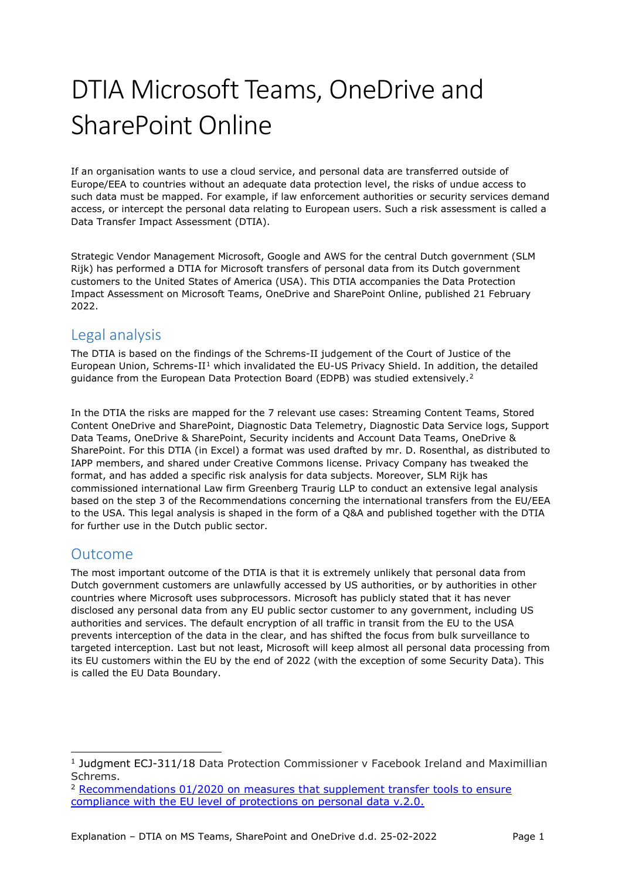# DTIA Microsoft Teams, OneDrive and SharePoint Online

If an organisation wants to use a cloud service, and personal data are transferred outside of Europe/EEA to countries without an adequate data protection level, the risks of undue access to such data must be mapped. For example, if law enforcement authorities or security services demand access, or intercept the personal data relating to European users. Such a risk assessment is called a Data Transfer Impact Assessment (DTIA).

Strategic Vendor Management Microsoft, Google and AWS for the central Dutch government (SLM Rijk) has performed a DTIA for Microsoft transfers of personal data from its Dutch government customers to the United States of America (USA). This DTIA accompanies the Data Protection Impact Assessment on Microsoft Teams, OneDrive and SharePoint Online, published 21 February 2022.

## Legal analysis

The DTIA is based on the findings of the Schrems-II judgement of the Court of Justice of the European Union, Schrems-II[1] which invalidated the EU-US Privacy Shield. In addition, the detailed guidance from the European Data Protection Board (EDPB) was studied extensively.[2]

In the DTIA the risks are mapped for the 7 relevant use cases: Streaming Content Teams, Stored Content OneDrive and SharePoint, Diagnostic Data Telemetry, Diagnostic Data Service logs, Support Data Teams, OneDrive & SharePoint, Security incidents and Account Data Teams, OneDrive & SharePoint. For this DTIA (in Excel) a format was used drafted by mr. D. Rosenthal, as distributed to IAPP members, and shared under Creative Commons license. Privacy Company has tweaked the format, and has added a specific risk analysis for data subjects. Moreover, SLM Rijk has commissioned international Law firm Greenberg Traurig LLP to conduct an extensive legal analysis based on the step 3 of the Recommendations concerning the international transfers from the EU/EEA to the USA. This legal analysis is shaped in the form of a Q&A and published together with the DTIA for further use in the Dutch public sector.

## Outcome

The most important outcome of the DTIA is that it is extremely unlikely that personal data from Dutch government customers are unlawfully accessed by US authorities, or by authorities in other countries where Microsoft uses subprocessors. Microsoft has publicly stated that it has never disclosed any personal data from any EU public sector customer to any government, including US authorities and services. The default encryption of all traffic in transit from the EU to the USA prevents interception of the data in the clear, and has shifted the focus from bulk surveillance to targeted interception. Last but not least, Microsoft will keep almost all personal data processing from its EU customers within the EU by the end of 2022 (with the exception of some Security Data). This is called the EU Data Boundary.

---

[1] Judgment ECJ-311/18 Data Protection Commissioner v Facebook Ireland and Maximillian Schrems.

[2] Recommendations 01/2020 on measures that supplement transfer tools to ensure compliance with the EU level of protections on personal data v.2.0.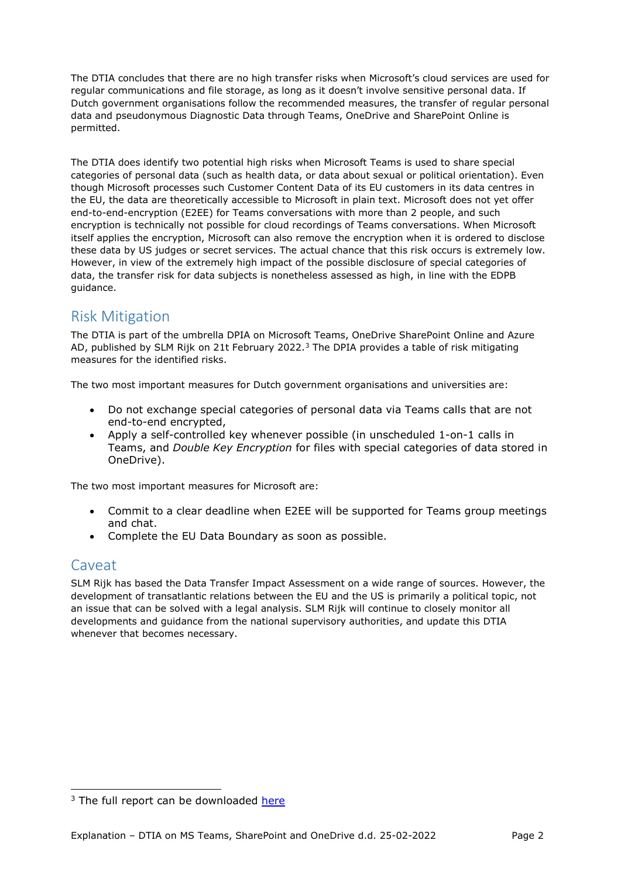The DTIA concludes that there are no high transfer risks when Microsoft's cloud services are used for regular communications and file storage, as long as it doesn't involve sensitive personal data. If Dutch government organisations follow the recommended measures, the transfer of regular personal data and pseudonymous Diagnostic Data through Teams, OneDrive and SharePoint Online is permitted.

The DTIA does identify two potential high risks when Microsoft Teams is used to share special categories of personal data (such as health data, or data about sexual or political orientation). Even though Microsoft processes such Customer Content Data of its EU customers in its data centres in the EU, the data are theoretically accessible to Microsoft in plain text. Microsoft does not yet offer end-to-end-encryption (E2EE) for Teams conversations with more than 2 people, and such encryption is technically not possible for cloud recordings of Teams conversations. When Microsoft itself applies the encryption, Microsoft can also remove the encryption when it is ordered to disclose these data by US judges or secret services. The actual chance that this risk occurs is extremely low. However, in view of the extremely high impact of the possible disclosure of special categories of data, the transfer risk for data subjects is nonetheless assessed as high, in line with the EDPB guidance.

## Risk Mitigation

The DTIA is part of the umbrella DPIA on Microsoft Teams, OneDrive SharePoint Online and Azure AD, published by SLM Rijk on 21t February 2022.[3] The DPIA provides a table of risk mitigating measures for the identified risks.

The two most important measures for Dutch government organisations and universities are:

- Do not exchange special categories of personal data via Teams calls that are not end-to-end encrypted,
- Apply a self-controlled key whenever possible (in unscheduled 1-on-1 calls in Teams, and *Double Key Encryption* for files with special categories of data stored in OneDrive).

The two most important measures for Microsoft are:

- Commit to a clear deadline when E2EE will be supported for Teams group meetings and chat.
- Complete the EU Data Boundary as soon as possible.

## Caveat

SLM Rijk has based the Data Transfer Impact Assessment on a wide range of sources. However, the development of transatlantic relations between the EU and the US is primarily a political topic, not an issue that can be solved with a legal analysis. SLM Rijk will continue to closely monitor all developments and guidance from the national supervisory authorities, and update this DTIA whenever that becomes necessary.

[3] The full report can be downloaded here